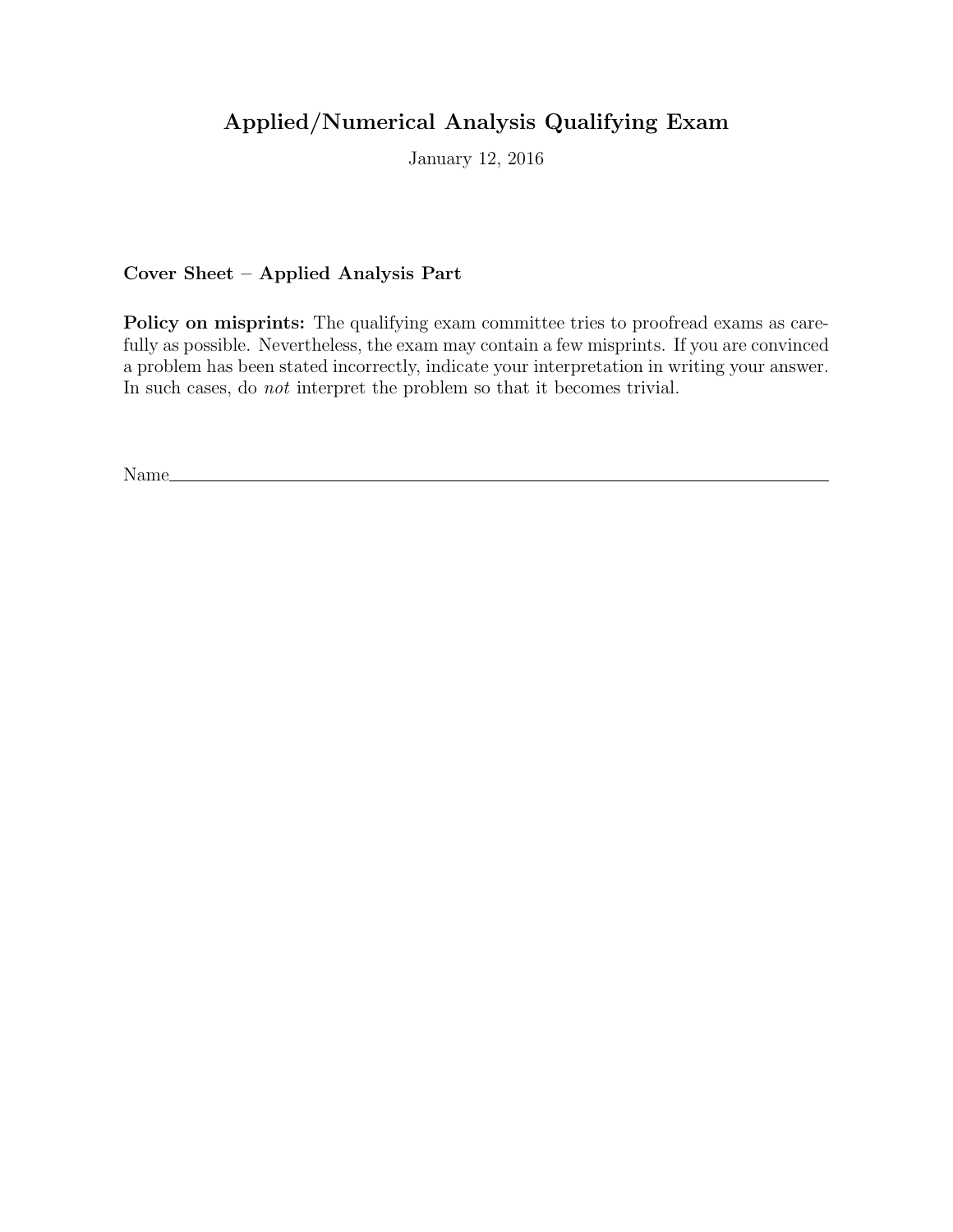# Applied/Numerical Analysis Qualifying Exam

January 12, 2016

**Cover Sheet – Applied Analysis Part**

**Policy on misprints:** The qualifying exam committee tries to proofread exams as carefully as possible. Nevertheless, the exam may contain a few misprints. If you are convinced a problem has been stated incorrectly, indicate your interpretation in writing your answer. In such cases, do *not* interpret the problem so that it becomes trivial.

Name\_\_\_\_\_\_\_\_\_\_\_\_\_\_\_\_\_\_\_\_\_\_\_\_\_\_\_\_\_\_\_\_\_\_\_\_\_\_\_\_\_\_\_\_\_\_\_\_\_\_\_\_\_\_\_\_\_\_\_\_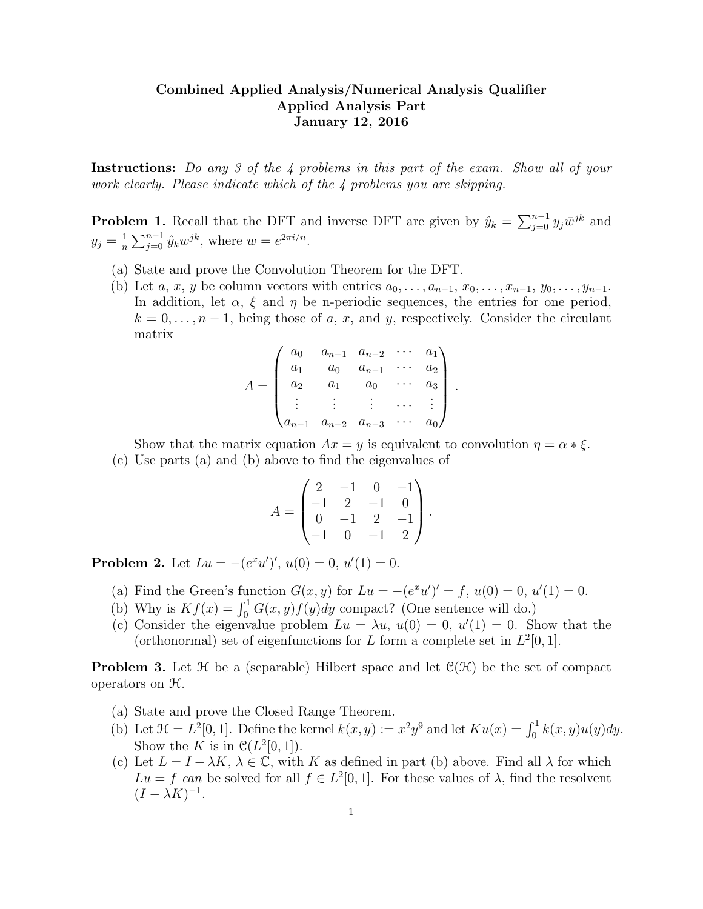**Combined Applied Analysis/Numerical Analysis Qualifier**
**Applied Analysis Part**
**January 12, 2016**

**Instructions:** *Do any 3 of the 4 problems in this part of the exam. Show all of your work clearly. Please indicate which of the 4 problems you are skipping.*

**Problem 1.** Recall that the DFT and inverse DFT are given by $\hat{y}_k = \sum_{j=0}^{n-1} y_j \bar{w}^{jk}$ and $y_j = \frac{1}{n}\sum_{j=0}^{n-1} \hat{y}_k w^{jk}$, where $w = e^{2\pi i/n}$.

(a) State and prove the Convolution Theorem for the DFT.

(b) Let $a$, $x$, $y$ be column vectors with entries $a_0, \ldots, a_{n-1}$, $x_0, \ldots, x_{n-1}$, $y_0, \ldots, y_{n-1}$. In addition, let $\alpha$, $\xi$ and $\eta$ be n-periodic sequences, the entries for one period, $k = 0, \ldots, n-1$, being those of $a$, $x$, and $y$, respectively. Consider the circulant matrix

$$A = \begin{pmatrix} a_0 & a_{n-1} & a_{n-2} & \cdots & a_1 \\ a_1 & a_0 & a_{n-1} & \cdots & a_2 \\ a_2 & a_1 & a_0 & \cdots & a_3 \\ \vdots & \vdots & \vdots & \cdots & \vdots \\ a_{n-1} & a_{n-2} & a_{n-3} & \cdots & a_0 \end{pmatrix}.$$

Show that the matrix equation $Ax = y$ is equivalent to convolution $\eta = \alpha * \xi$.

(c) Use parts (a) and (b) above to find the eigenvalues of

$$A = \begin{pmatrix} 2 & -1 & 0 & -1 \\ -1 & 2 & -1 & 0 \\ 0 & -1 & 2 & -1 \\ -1 & 0 & -1 & 2 \end{pmatrix}.$$

**Problem 2.** Let $Lu = -(e^x u')'$, $u(0) = 0$, $u'(1) = 0$.

(a) Find the Green's function $G(x, y)$ for $Lu = -(e^x u')' = f$, $u(0) = 0$, $u'(1) = 0$.

(b) Why is $Kf(x) = \int_0^1 G(x, y) f(y) dy$ compact? (One sentence will do.)

(c) Consider the eigenvalue problem $Lu = \lambda u$, $u(0) = 0$, $u'(1) = 0$. Show that the (orthonormal) set of eigenfunctions for $L$ form a complete set in $L^2[0, 1]$.

**Problem 3.** Let $\mathcal{H}$ be a (separable) Hilbert space and let $\mathcal{C}(\mathcal{H})$ be the set of compact operators on $\mathcal{H}$.

(a) State and prove the Closed Range Theorem.

(b) Let $\mathcal{H} = L^2[0, 1]$. Define the kernel $k(x, y) := x^2 y^9$ and let $Ku(x) = \int_0^1 k(x, y) u(y) dy$. Show the $K$ is in $\mathcal{C}(L^2[0, 1])$.

(c) Let $L = I - \lambda K$, $\lambda \in \mathbb{C}$, with $K$ as defined in part (b) above. Find all $\lambda$ for which $Lu = f$ *can* be solved for all $f \in L^2[0, 1]$. For these values of $\lambda$, find the resolvent $(I - \lambda K)^{-1}$.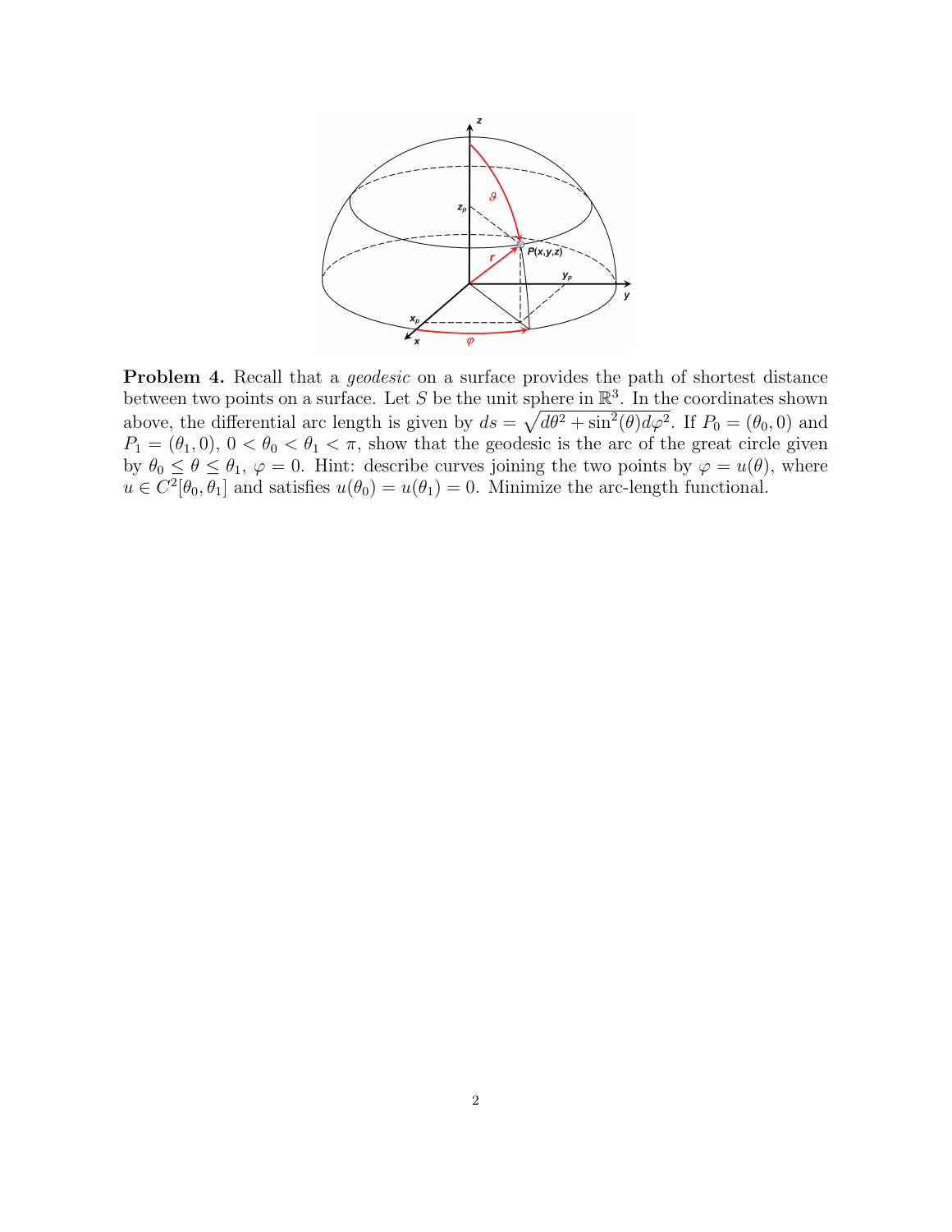**Problem 4.** Recall that a *geodesic* on a surface provides the path of shortest distance between two points on a surface. Let $S$ be the unit sphere in $\mathbb{R}^3$. In the coordinates shown above, the differential arc length is given by $ds = \sqrt{d\theta^2 + \sin^2(\theta)d\varphi^2}$. If $P_0 = (\theta_0, 0)$ and $P_1 = (\theta_1, 0)$, $0 < \theta_0 < \theta_1 < \pi$, show that the geodesic is the arc of the great circle given by $\theta_0 \leq \theta \leq \theta_1$, $\varphi = 0$. Hint: describe curves joining the two points by $\varphi = u(\theta)$, where $u \in C^2[\theta_0, \theta_1]$ and satisfies $u(\theta_0) = u(\theta_1) = 0$. Minimize the arc-length functional.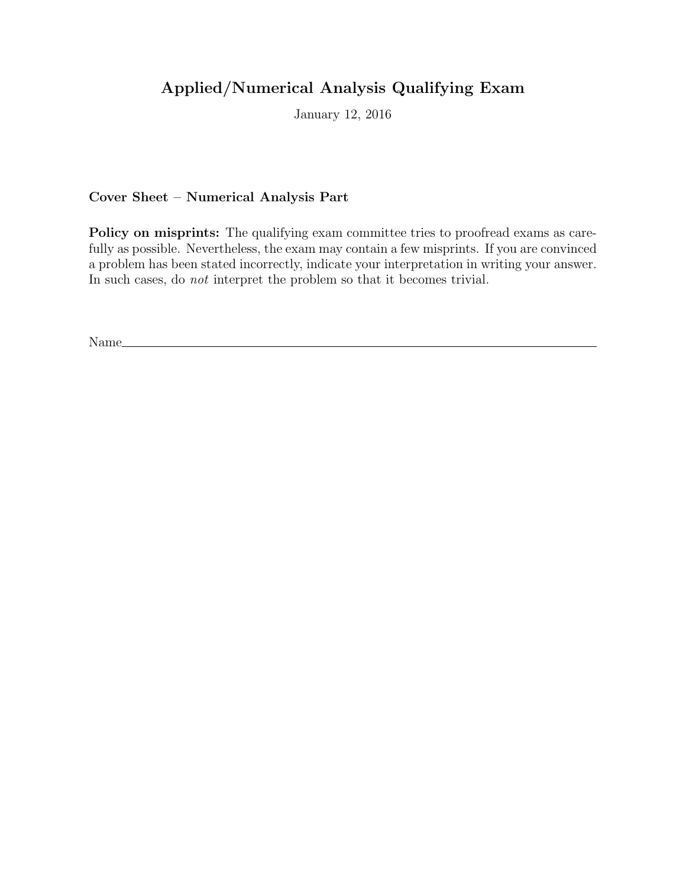# Applied/Numerical Analysis Qualifying Exam

January 12, 2016

**Cover Sheet – Numerical Analysis Part**

**Policy on misprints:** The qualifying exam committee tries to proofread exams as carefully as possible. Nevertheless, the exam may contain a few misprints. If you are convinced a problem has been stated incorrectly, indicate your interpretation in writing your answer. In such cases, do *not* interpret the problem so that it becomes trivial.

Name\_\_\_\_\_\_\_\_\_\_\_\_\_\_\_\_\_\_\_\_\_\_\_\_\_\_\_\_\_\_\_\_\_\_\_\_\_\_\_\_\_\_\_\_\_\_\_\_\_\_\_\_\_\_\_\_\_\_\_\_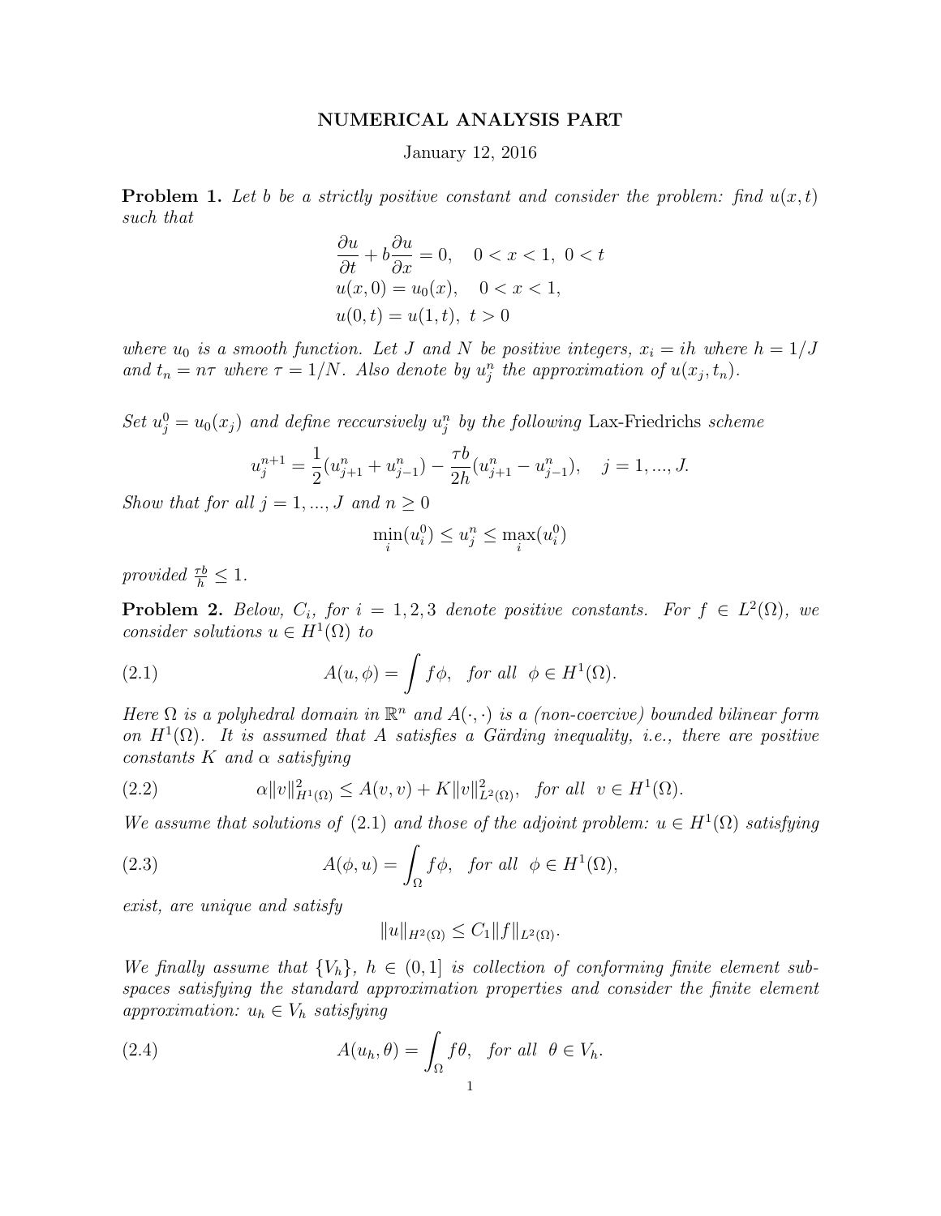# NUMERICAL ANALYSIS PART

January 12, 2016

**Problem 1.** *Let $b$ be a strictly positive constant and consider the problem: find $u(x,t)$ such that*

$$\frac{\partial u}{\partial t} + b\frac{\partial u}{\partial x} = 0, \quad 0 < x < 1, \ 0 < t$$
$$u(x,0) = u_0(x), \quad 0 < x < 1,$$
$$u(0,t) = u(1,t), \ t > 0$$

*where $u_0$ is a smooth function. Let $J$ and $N$ be positive integers, $x_i = ih$ where $h = 1/J$ and $t_n = n\tau$ where $\tau = 1/N$. Also denote by $u_j^n$ the approximation of $u(x_j, t_n)$.*

*Set $u_j^0 = u_0(x_j)$ and define reccursively $u_j^n$ by the following* Lax-Friedrichs *scheme*

$$u_j^{n+1} = \frac{1}{2}(u_{j+1}^n + u_{j-1}^n) - \frac{\tau b}{2h}(u_{j+1}^n - u_{j-1}^n), \quad j = 1, ..., J.$$

*Show that for all $j = 1, ..., J$ and $n \geq 0$*

$$\min_i(u_i^0) \leq u_j^n \leq \max_i(u_i^0)$$

*provided $\frac{\tau b}{h} \leq 1$.*

**Problem 2.** *Below, $C_i$, for $i = 1, 2, 3$ denote positive constants. For $f \in L^2(\Omega)$, we consider solutions $u \in H^1(\Omega)$ to*

$$A(u, \phi) = \int f\phi, \quad \text{for all } \ \phi \in H^1(\Omega). \tag{2.1}$$

*Here $\Omega$ is a polyhedral domain in $\mathbb{R}^n$ and $A(\cdot, \cdot)$ is a (non-coercive) bounded bilinear form on $H^1(\Omega)$. It is assumed that $A$ satisfies a Gärding inequality, i.e., there are positive constants $K$ and $\alpha$ satisfying*

$$\alpha\|v\|_{H^1(\Omega)}^2 \leq A(v,v) + K\|v\|_{L^2(\Omega)}^2, \quad \text{for all } \ v \in H^1(\Omega). \tag{2.2}$$

*We assume that solutions of (2.1) and those of the adjoint problem: $u \in H^1(\Omega)$ satisfying*

$$A(\phi, u) = \int_\Omega f\phi, \quad \text{for all } \ \phi \in H^1(\Omega), \tag{2.3}$$

*exist, are unique and satisfy*

$$\|u\|_{H^2(\Omega)} \leq C_1\|f\|_{L^2(\Omega)}.$$

*We finally assume that $\{V_h\}$, $h \in (0, 1]$ is collection of conforming finite element subspaces satisfying the standard approximation properties and consider the finite element approximation: $u_h \in V_h$ satisfying*

$$A(u_h, \theta) = \int_\Omega f\theta, \quad \text{for all } \ \theta \in V_h. \tag{2.4}$$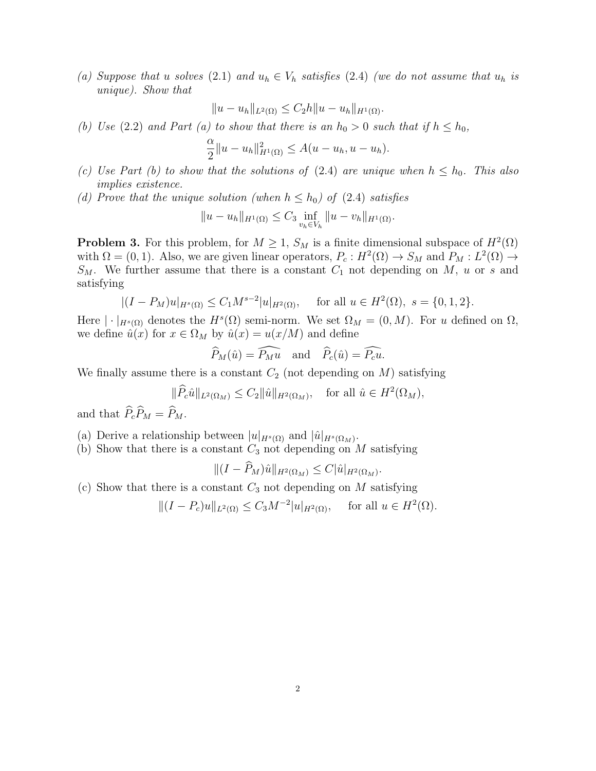(a) *Suppose that $u$ solves (2.1) and $u_h \in V_h$ satisfies (2.4) (we do not assume that $u_h$ is unique). Show that*

$$\|u - u_h\|_{L^2(\Omega)} \le C_2 h \|u - u_h\|_{H^1(\Omega)}.$$

(b) *Use (2.2) and Part (a) to show that there is an $h_0 > 0$ such that if $h \le h_0$,*

$$\frac{\alpha}{2}\|u - u_h\|^2_{H^1(\Omega)} \le A(u - u_h, u - u_h).$$

(c) *Use Part (b) to show that the solutions of (2.4) are unique when $h \le h_0$. This also implies existence.*

(d) *Prove that the unique solution (when $h \le h_0$) of (2.4) satisfies*

$$\|u - u_h\|_{H^1(\Omega)} \le C_3 \inf_{v_h \in V_h} \|u - v_h\|_{H^1(\Omega)}.$$

**Problem 3.** For this problem, for $M \ge 1$, $S_M$ is a finite dimensional subspace of $H^2(\Omega)$ with $\Omega = (0, 1)$. Also, we are given linear operators, $P_c : H^2(\Omega) \to S_M$ and $P_M : L^2(\Omega) \to S_M$. We further assume that there is a constant $C_1$ not depending on $M$, $u$ or $s$ and satisfying

$$|(I - P_M)u|_{H^s(\Omega)} \le C_1 M^{s-2} |u|_{H^2(\Omega)}, \quad \text{for all } u \in H^2(\Omega),\ s = \{0, 1, 2\}.$$

Here $|\cdot|_{H^s(\Omega)}$ denotes the $H^s(\Omega)$ semi-norm. We set $\Omega_M = (0, M)$. For $u$ defined on $\Omega$, we define $\hat{u}(x)$ for $x \in \Omega_M$ by $\hat{u}(x) = u(x/M)$ and define

$$\widehat{P}_M(\hat{u}) = \widehat{P_M u} \quad \text{and} \quad \widehat{P}_c(\hat{u}) = \widehat{P_c u}.$$

We finally assume there is a constant $C_2$ (not depending on $M$) satisfying

$$\|\widehat{P}_c \hat{u}\|_{L^2(\Omega_M)} \le C_2 \|\hat{u}\|_{H^2(\Omega_M)}, \quad \text{for all } \hat{u} \in H^2(\Omega_M),$$

and that $\widehat{P}_c \widehat{P}_M = \widehat{P}_M$.

(a) Derive a relationship between $|u|_{H^s(\Omega)}$ and $|\hat{u}|_{H^s(\Omega_M)}$.

(b) Show that there is a constant $C_3$ not depending on $M$ satisfying

$$\|(I - \widehat{P}_M)\hat{u}\|_{H^2(\Omega_M)} \le C |\hat{u}|_{H^2(\Omega_M)}.$$

(c) Show that there is a constant $C_3$ not depending on $M$ satisfying

$$\|(I - P_c)u\|_{L^2(\Omega)} \le C_3 M^{-2} |u|_{H^2(\Omega)}, \quad \text{for all } u \in H^2(\Omega).$$